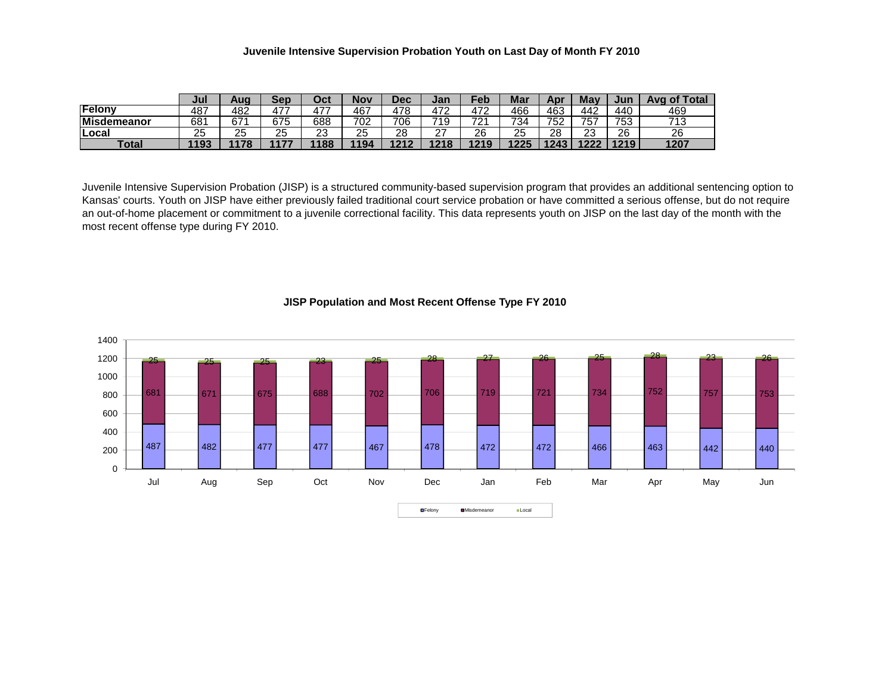### Juvenile Intensive Supervision Probation Youth on Last Day of Month FY 2010

| | Jul | Aug | Sep | Oct | Nov | Dec | Jan | Feb | Mar | Apr | May | Jun | Avg of Total |
|---|---|---|---|---|---|---|---|---|---|---|---|---|---|
| **Felony** | 487 | 482 | 477 | 477 | 467 | 478 | 472 | 472 | 466 | 463 | 442 | 440 | 469 |
| **Misdemeanor** | 681 | 671 | 675 | 688 | 702 | 706 | 719 | 721 | 734 | 752 | 757 | 753 | 713 |
| **Local** | 25 | 25 | 25 | 23 | 25 | 28 | 27 | 26 | 25 | 28 | 23 | 26 | 26 |
| **Total** | **1193** | **1178** | **1177** | **1188** | **1194** | **1212** | **1218** | **1219** | **1225** | **1243** | **1222** | **1219** | **1207** |

Juvenile Intensive Supervision Probation (JISP) is a structured community-based supervision program that provides an additional sentencing option to Kansas' courts. Youth on JISP have either previously failed traditional court service probation or have committed a serious offense, but do not require an out-of-home placement or commitment to a juvenile correctional facility. This data represents youth on JISP on the last day of the month with the most recent offense type during FY 2010.

### JISP Population and Most Recent Offense Type FY 2010

| | Jul | Aug | Sep | Oct | Nov | Dec | Jan | Feb | Mar | Apr | May | Jun |
|---|---|---|---|---|---|---|---|---|---|---|---|---|
| Felony | 487 | 482 | 477 | 477 | 467 | 478 | 472 | 472 | 466 | 463 | 442 | 440 |
| Misdemeanor | 681 | 671 | 675 | 688 | 702 | 706 | 719 | 721 | 734 | 752 | 757 | 753 |
| Local | 25 | 25 | 25 | 23 | 25 | 28 | 27 | 26 | 25 | 28 | 23 | 26 |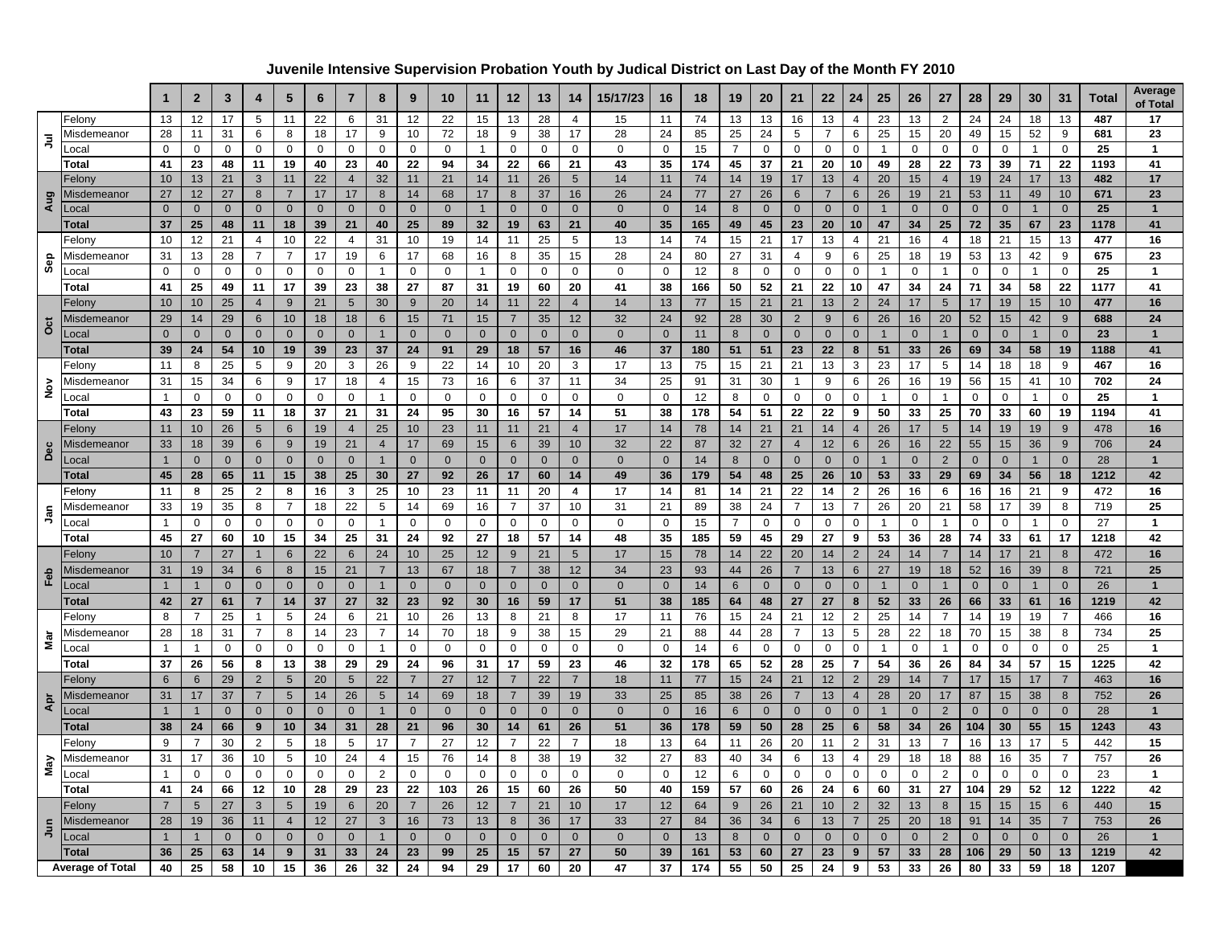## Juvenile Intensive Supervision Probation Youth by Judicial District on Last Day of the Month FY 2010

| | | 1 | 2 | 3 | 4 | 5 | 6 | 7 | 8 | 9 | 10 | 11 | 12 | 13 | 14 | 15/17/23 | 16 | 18 | 19 | 20 | 21 | 22 | 24 | 25 | 26 | 27 | 28 | 29 | 30 | 31 | Total | Average of Total |
|---|---|---|---|---|---|---|---|---|---|---|---|---|---|---|---|---|---|---|---|---|---|---|---|---|---|---|---|---|---|---|---|---|
| Jul | Felony | 13 | 12 | 17 | 5 | 11 | 22 | 6 | 31 | 12 | 22 | 15 | 13 | 28 | 4 | 15 | 11 | 74 | 13 | 13 | 16 | 13 | 4 | 23 | 13 | 2 | 24 | 24 | 18 | 13 | 487 | 17 |
| | Misdemeanor | 28 | 11 | 31 | 6 | 8 | 18 | 17 | 9 | 10 | 72 | 18 | 9 | 38 | 17 | 28 | 24 | 85 | 25 | 24 | 5 | 7 | 6 | 25 | 15 | 20 | 49 | 15 | 52 | 9 | 681 | 23 |
| | Local | 0 | 0 | 0 | 0 | 0 | 0 | 0 | 0 | 0 | 0 | 1 | 0 | 0 | 0 | 0 | 0 | 15 | 7 | 0 | 0 | 0 | 0 | 1 | 0 | 0 | 0 | 0 | 1 | 0 | 25 | 1 |
| | **Total** | **41** | **23** | **48** | **11** | **19** | **40** | **23** | **40** | **22** | **94** | **34** | **22** | **66** | **21** | **43** | **35** | **174** | **45** | **37** | **21** | **20** | **10** | **49** | **28** | **22** | **73** | **39** | **71** | **22** | **1193** | **41** |
| Aug | Felony | 10 | 13 | 21 | 3 | 11 | 22 | 4 | 32 | 11 | 21 | 14 | 11 | 26 | 5 | 14 | 11 | 74 | 14 | 19 | 17 | 13 | 4 | 20 | 15 | 4 | 19 | 24 | 17 | 13 | 482 | 17 |
| | Misdemeanor | 27 | 12 | 27 | 8 | 7 | 17 | 17 | 8 | 14 | 68 | 17 | 8 | 37 | 16 | 26 | 24 | 77 | 27 | 26 | 6 | 7 | 6 | 26 | 19 | 21 | 53 | 11 | 49 | 10 | 671 | 23 |
| | Local | 0 | 0 | 0 | 0 | 0 | 0 | 0 | 0 | 0 | 0 | 1 | 0 | 0 | 0 | 0 | 0 | 14 | 8 | 0 | 0 | 0 | 0 | 1 | 0 | 0 | 0 | 0 | 1 | 0 | 25 | 1 |
| | **Total** | **37** | **25** | **48** | **11** | **18** | **39** | **21** | **40** | **25** | **89** | **32** | **19** | **63** | **21** | **40** | **35** | **165** | **49** | **45** | **23** | **20** | **10** | **47** | **34** | **25** | **72** | **35** | **67** | **23** | **1178** | **41** |
| Sep | Felony | 10 | 12 | 21 | 4 | 10 | 22 | 4 | 31 | 10 | 19 | 14 | 11 | 25 | 5 | 13 | 14 | 74 | 15 | 21 | 17 | 13 | 4 | 21 | 16 | 4 | 18 | 21 | 15 | 13 | 477 | 16 |
| | Misdemeanor | 31 | 13 | 28 | 7 | 7 | 17 | 19 | 6 | 17 | 68 | 16 | 8 | 35 | 15 | 28 | 24 | 80 | 27 | 31 | 4 | 9 | 6 | 25 | 18 | 19 | 53 | 13 | 42 | 9 | 675 | 23 |
| | Local | 0 | 0 | 0 | 0 | 0 | 0 | 0 | 1 | 0 | 0 | 1 | 0 | 0 | 0 | 0 | 0 | 12 | 8 | 0 | 0 | 0 | 0 | 1 | 0 | 1 | 0 | 0 | 1 | 0 | 25 | 1 |
| | **Total** | **41** | **25** | **49** | **11** | **17** | **39** | **23** | **38** | **27** | **87** | **31** | **19** | **60** | **20** | **41** | **38** | **166** | **50** | **52** | **21** | **22** | **10** | **47** | **34** | **24** | **71** | **34** | **58** | **22** | **1177** | **41** |
| Oct | Felony | 10 | 10 | 25 | 4 | 9 | 21 | 5 | 30 | 9 | 20 | 14 | 11 | 22 | 4 | 14 | 13 | 77 | 15 | 21 | 21 | 13 | 2 | 24 | 17 | 5 | 17 | 19 | 15 | 10 | 477 | 16 |
| | Misdemeanor | 29 | 14 | 29 | 6 | 10 | 18 | 18 | 6 | 15 | 71 | 15 | 7 | 35 | 12 | 32 | 24 | 92 | 28 | 30 | 2 | 9 | 6 | 26 | 16 | 20 | 52 | 15 | 42 | 9 | 688 | 24 |
| | Local | 0 | 0 | 0 | 0 | 0 | 0 | 0 | 1 | 0 | 0 | 0 | 0 | 0 | 0 | 0 | 0 | 11 | 8 | 0 | 0 | 0 | 0 | 1 | 0 | 1 | 0 | 0 | 1 | 0 | 23 | 1 |
| | **Total** | **39** | **24** | **54** | **10** | **19** | **39** | **23** | **37** | **24** | **91** | **29** | **18** | **57** | **16** | **46** | **37** | **180** | **51** | **51** | **23** | **22** | **8** | **51** | **33** | **26** | **69** | **34** | **58** | **19** | **1188** | **41** |
| Nov | Felony | 11 | 8 | 25 | 5 | 9 | 20 | 3 | 26 | 9 | 22 | 14 | 10 | 20 | 3 | 17 | 13 | 75 | 15 | 21 | 21 | 13 | 3 | 23 | 17 | 5 | 14 | 18 | 18 | 9 | 467 | 16 |
| | Misdemeanor | 31 | 15 | 34 | 6 | 9 | 17 | 18 | 4 | 15 | 73 | 16 | 6 | 37 | 11 | 34 | 25 | 91 | 31 | 30 | 1 | 9 | 6 | 26 | 16 | 19 | 56 | 15 | 41 | 10 | 702 | 24 |
| | Local | 1 | 0 | 0 | 0 | 0 | 0 | 0 | 1 | 0 | 0 | 0 | 0 | 0 | 0 | 0 | 0 | 12 | 8 | 0 | 0 | 0 | 0 | 1 | 0 | 1 | 0 | 0 | 1 | 0 | 25 | 1 |
| | **Total** | **43** | **23** | **59** | **11** | **18** | **37** | **21** | **31** | **24** | **95** | **30** | **16** | **57** | **14** | **51** | **38** | **178** | **54** | **51** | **22** | **22** | **9** | **50** | **33** | **25** | **70** | **33** | **60** | **19** | **1194** | **41** |
| Dec | Felony | 11 | 10 | 26 | 5 | 6 | 19 | 4 | 25 | 10 | 23 | 11 | 11 | 21 | 4 | 17 | 14 | 78 | 14 | 21 | 21 | 14 | 4 | 26 | 17 | 5 | 14 | 19 | 19 | 9 | 478 | 16 |
| | Misdemeanor | 33 | 18 | 39 | 6 | 9 | 19 | 21 | 4 | 17 | 69 | 15 | 6 | 39 | 10 | 32 | 22 | 87 | 32 | 27 | 4 | 12 | 6 | 26 | 16 | 22 | 55 | 15 | 36 | 9 | 706 | 24 |
| | Local | 1 | 0 | 0 | 0 | 0 | 0 | 0 | 1 | 0 | 0 | 0 | 0 | 0 | 0 | 0 | 0 | 14 | 8 | 0 | 0 | 0 | 0 | 1 | 0 | 2 | 0 | 0 | 1 | 0 | 28 | 1 |
| | **Total** | **45** | **28** | **65** | **11** | **15** | **38** | **25** | **30** | **27** | **92** | **26** | **17** | **60** | **14** | **49** | **36** | **179** | **54** | **48** | **25** | **26** | **10** | **53** | **33** | **29** | **69** | **34** | **56** | **18** | **1212** | **42** |
| Jan | Felony | 11 | 8 | 25 | 2 | 8 | 16 | 3 | 25 | 10 | 23 | 11 | 11 | 20 | 4 | 17 | 14 | 81 | 14 | 21 | 22 | 14 | 2 | 26 | 16 | 6 | 16 | 16 | 21 | 9 | 472 | 16 |
| | Misdemeanor | 33 | 19 | 35 | 8 | 7 | 18 | 22 | 5 | 14 | 69 | 16 | 7 | 37 | 10 | 31 | 21 | 89 | 38 | 24 | 7 | 13 | 7 | 26 | 20 | 21 | 58 | 17 | 39 | 8 | 719 | 25 |
| | Local | 1 | 0 | 0 | 0 | 0 | 0 | 0 | 1 | 0 | 0 | 0 | 0 | 0 | 0 | 0 | 0 | 15 | 7 | 0 | 0 | 0 | 0 | 1 | 0 | 1 | 0 | 0 | 1 | 0 | 27 | 1 |
| | **Total** | **45** | **27** | **60** | **10** | **15** | **34** | **25** | **31** | **24** | **92** | **27** | **18** | **57** | **14** | **48** | **35** | **185** | **59** | **45** | **29** | **27** | **9** | **53** | **36** | **28** | **74** | **33** | **61** | **17** | **1218** | **42** |
| Feb | Felony | 10 | 7 | 27 | 1 | 6 | 22 | 6 | 24 | 10 | 25 | 12 | 9 | 21 | 5 | 17 | 15 | 78 | 14 | 22 | 20 | 14 | 2 | 24 | 14 | 7 | 14 | 17 | 21 | 8 | 472 | 16 |
| | Misdemeanor | 31 | 19 | 34 | 6 | 8 | 15 | 21 | 7 | 13 | 67 | 18 | 7 | 38 | 12 | 34 | 23 | 93 | 44 | 26 | 7 | 13 | 6 | 27 | 19 | 18 | 52 | 16 | 39 | 8 | 721 | 25 |
| | Local | 1 | 1 | 0 | 0 | 0 | 0 | 0 | 1 | 0 | 0 | 0 | 0 | 0 | 0 | 0 | 0 | 14 | 6 | 0 | 0 | 0 | 0 | 1 | 0 | 1 | 0 | 0 | 1 | 0 | 26 | 1 |
| | **Total** | **42** | **27** | **61** | **7** | **14** | **37** | **27** | **32** | **23** | **92** | **30** | **16** | **59** | **17** | **51** | **38** | **185** | **64** | **48** | **27** | **27** | **8** | **52** | **33** | **26** | **66** | **33** | **61** | **16** | **1219** | **42** |
| Mar | Felony | 8 | 7 | 25 | 1 | 5 | 24 | 6 | 21 | 10 | 26 | 13 | 8 | 21 | 8 | 17 | 11 | 76 | 15 | 24 | 21 | 12 | 2 | 25 | 14 | 7 | 14 | 19 | 19 | 7 | 466 | 16 |
| | Misdemeanor | 28 | 18 | 31 | 7 | 8 | 14 | 23 | 7 | 14 | 70 | 18 | 9 | 38 | 15 | 29 | 21 | 88 | 44 | 28 | 7 | 13 | 5 | 28 | 22 | 18 | 70 | 15 | 38 | 8 | 734 | 25 |
| | Local | 1 | 1 | 0 | 0 | 0 | 0 | 0 | 1 | 0 | 0 | 0 | 0 | 0 | 0 | 0 | 0 | 14 | 6 | 0 | 0 | 0 | 0 | 1 | 0 | 1 | 0 | 0 | 0 | 0 | 25 | 1 |
| | **Total** | **37** | **26** | **56** | **8** | **13** | **38** | **29** | **29** | **24** | **96** | **31** | **17** | **59** | **23** | **46** | **32** | **178** | **65** | **52** | **28** | **25** | **7** | **54** | **36** | **26** | **84** | **34** | **57** | **15** | **1225** | **42** |
| Apr | Felony | 6 | 6 | 29 | 2 | 5 | 20 | 5 | 22 | 7 | 27 | 12 | 7 | 22 | 7 | 18 | 11 | 77 | 15 | 24 | 21 | 12 | 2 | 29 | 14 | 7 | 17 | 15 | 17 | 7 | 463 | 16 |
| | Misdemeanor | 31 | 17 | 37 | 7 | 5 | 14 | 26 | 5 | 14 | 69 | 18 | 7 | 39 | 19 | 33 | 25 | 85 | 38 | 26 | 7 | 13 | 4 | 28 | 20 | 17 | 87 | 15 | 38 | 8 | 752 | 26 |
| | Local | 1 | 1 | 0 | 0 | 0 | 0 | 0 | 1 | 0 | 0 | 0 | 0 | 0 | 0 | 0 | 0 | 16 | 6 | 0 | 0 | 0 | 0 | 1 | 0 | 2 | 0 | 0 | 0 | 0 | 28 | 1 |
| | **Total** | **38** | **24** | **66** | **9** | **10** | **34** | **31** | **28** | **21** | **96** | **30** | **14** | **61** | **26** | **51** | **36** | **178** | **59** | **50** | **28** | **25** | **6** | **58** | **34** | **26** | **104** | **30** | **55** | **15** | **1243** | **43** |
| May | Felony | 9 | 7 | 30 | 2 | 5 | 18 | 5 | 17 | 7 | 27 | 12 | 7 | 22 | 7 | 18 | 13 | 64 | 11 | 26 | 20 | 11 | 2 | 31 | 13 | 7 | 16 | 13 | 17 | 5 | 442 | 15 |
| | Misdemeanor | 31 | 17 | 36 | 10 | 5 | 10 | 24 | 4 | 15 | 76 | 14 | 8 | 38 | 19 | 32 | 27 | 83 | 40 | 34 | 6 | 13 | 4 | 29 | 18 | 18 | 88 | 16 | 35 | 7 | 757 | 26 |
| | Local | 1 | 0 | 0 | 0 | 0 | 0 | 0 | 2 | 0 | 0 | 0 | 0 | 0 | 0 | 0 | 0 | 12 | 6 | 0 | 0 | 0 | 0 | 0 | 0 | 2 | 0 | 0 | 0 | 0 | 23 | 1 |
| | **Total** | **41** | **24** | **66** | **12** | **10** | **28** | **29** | **23** | **22** | **103** | **26** | **15** | **60** | **26** | **50** | **40** | **159** | **57** | **60** | **26** | **24** | **6** | **60** | **31** | **27** | **104** | **29** | **52** | **12** | **1222** | **42** |
| Jun | Felony | 7 | 5 | 27 | 3 | 5 | 19 | 6 | 20 | 7 | 26 | 12 | 7 | 21 | 10 | 17 | 12 | 64 | 9 | 26 | 21 | 10 | 2 | 32 | 13 | 8 | 15 | 15 | 15 | 6 | 440 | 15 |
| | Misdemeanor | 28 | 19 | 36 | 11 | 4 | 12 | 27 | 3 | 16 | 73 | 13 | 8 | 36 | 17 | 33 | 27 | 84 | 36 | 34 | 6 | 13 | 7 | 25 | 20 | 18 | 91 | 14 | 35 | 7 | 753 | 26 |
| | Local | 1 | 1 | 0 | 0 | 0 | 0 | 0 | 1 | 0 | 0 | 0 | 0 | 0 | 0 | 0 | 0 | 13 | 8 | 0 | 0 | 0 | 0 | 0 | 0 | 2 | 0 | 0 | 0 | 0 | 26 | 1 |
| | **Total** | **36** | **25** | **63** | **14** | **9** | **31** | **33** | **24** | **23** | **99** | **25** | **15** | **57** | **27** | **50** | **39** | **161** | **53** | **60** | **27** | **23** | **9** | **57** | **33** | **28** | **106** | **29** | **50** | **13** | **1219** | **42** |
| **Average of Total** | | **40** | **25** | **58** | **10** | **15** | **36** | **26** | **32** | **24** | **94** | **29** | **17** | **60** | **20** | **47** | **37** | **174** | **55** | **50** | **25** | **24** | **9** | **53** | **33** | **26** | **80** | **33** | **59** | **18** | **1207** | |